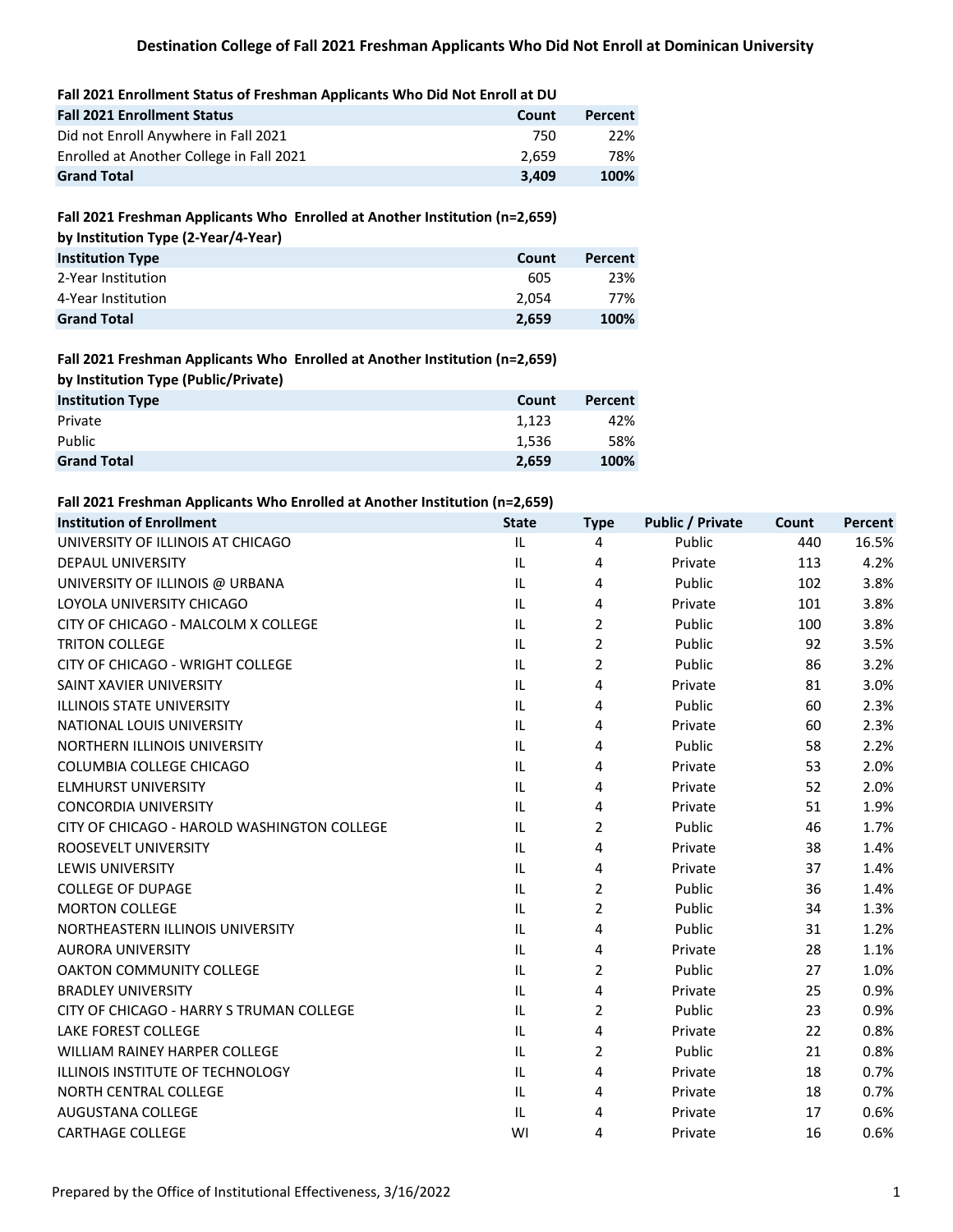# Destination College of Fall 2021 Freshman Applicants Who Did Not Enroll at Dominican University

**Fall 2021 Enrollment Status of Freshman Applicants Who Did Not Enroll at DU**

| Fall 2021 Enrollment Status | Count | Percent |
|---|---|---|
| Did not Enroll Anywhere in Fall 2021 | 750 | 22% |
| Enrolled at Another College in Fall 2021 | 2,659 | 78% |
| **Grand Total** | **3,409** | **100%** |

**Fall 2021 Freshman Applicants Who Enrolled at Another Institution (n=2,659) by Institution Type (2-Year/4-Year)**

| Institution Type | Count | Percent |
|---|---|---|
| 2-Year Institution | 605 | 23% |
| 4-Year Institution | 2,054 | 77% |
| **Grand Total** | **2,659** | **100%** |

**Fall 2021 Freshman Applicants Who Enrolled at Another Institution (n=2,659) by Institution Type (Public/Private)**

| Institution Type | Count | Percent |
|---|---|---|
| Private | 1,123 | 42% |
| Public | 1,536 | 58% |
| **Grand Total** | **2,659** | **100%** |

**Fall 2021 Freshman Applicants Who Enrolled at Another Institution (n=2,659)**

| Institution of Enrollment | State | Type | Public / Private | Count | Percent |
|---|---|---|---|---|---|
| UNIVERSITY OF ILLINOIS AT CHICAGO | IL | 4 | Public | 440 | 16.5% |
| DEPAUL UNIVERSITY | IL | 4 | Private | 113 | 4.2% |
| UNIVERSITY OF ILLINOIS @ URBANA | IL | 4 | Public | 102 | 3.8% |
| LOYOLA UNIVERSITY CHICAGO | IL | 4 | Private | 101 | 3.8% |
| CITY OF CHICAGO - MALCOLM X COLLEGE | IL | 2 | Public | 100 | 3.8% |
| TRITON COLLEGE | IL | 2 | Public | 92 | 3.5% |
| CITY OF CHICAGO - WRIGHT COLLEGE | IL | 2 | Public | 86 | 3.2% |
| SAINT XAVIER UNIVERSITY | IL | 4 | Private | 81 | 3.0% |
| ILLINOIS STATE UNIVERSITY | IL | 4 | Public | 60 | 2.3% |
| NATIONAL LOUIS UNIVERSITY | IL | 4 | Private | 60 | 2.3% |
| NORTHERN ILLINOIS UNIVERSITY | IL | 4 | Public | 58 | 2.2% |
| COLUMBIA COLLEGE CHICAGO | IL | 4 | Private | 53 | 2.0% |
| ELMHURST UNIVERSITY | IL | 4 | Private | 52 | 2.0% |
| CONCORDIA UNIVERSITY | IL | 4 | Private | 51 | 1.9% |
| CITY OF CHICAGO - HAROLD WASHINGTON COLLEGE | IL | 2 | Public | 46 | 1.7% |
| ROOSEVELT UNIVERSITY | IL | 4 | Private | 38 | 1.4% |
| LEWIS UNIVERSITY | IL | 4 | Private | 37 | 1.4% |
| COLLEGE OF DUPAGE | IL | 2 | Public | 36 | 1.4% |
| MORTON COLLEGE | IL | 2 | Public | 34 | 1.3% |
| NORTHEASTERN ILLINOIS UNIVERSITY | IL | 4 | Public | 31 | 1.2% |
| AURORA UNIVERSITY | IL | 4 | Private | 28 | 1.1% |
| OAKTON COMMUNITY COLLEGE | IL | 2 | Public | 27 | 1.0% |
| BRADLEY UNIVERSITY | IL | 4 | Private | 25 | 0.9% |
| CITY OF CHICAGO - HARRY S TRUMAN COLLEGE | IL | 2 | Public | 23 | 0.9% |
| LAKE FOREST COLLEGE | IL | 4 | Private | 22 | 0.8% |
| WILLIAM RAINEY HARPER COLLEGE | IL | 2 | Public | 21 | 0.8% |
| ILLINOIS INSTITUTE OF TECHNOLOGY | IL | 4 | Private | 18 | 0.7% |
| NORTH CENTRAL COLLEGE | IL | 4 | Private | 18 | 0.7% |
| AUGUSTANA COLLEGE | IL | 4 | Private | 17 | 0.6% |
| CARTHAGE COLLEGE | WI | 4 | Private | 16 | 0.6% |

Prepared by the Office of Institutional Effectiveness, 3/16/2022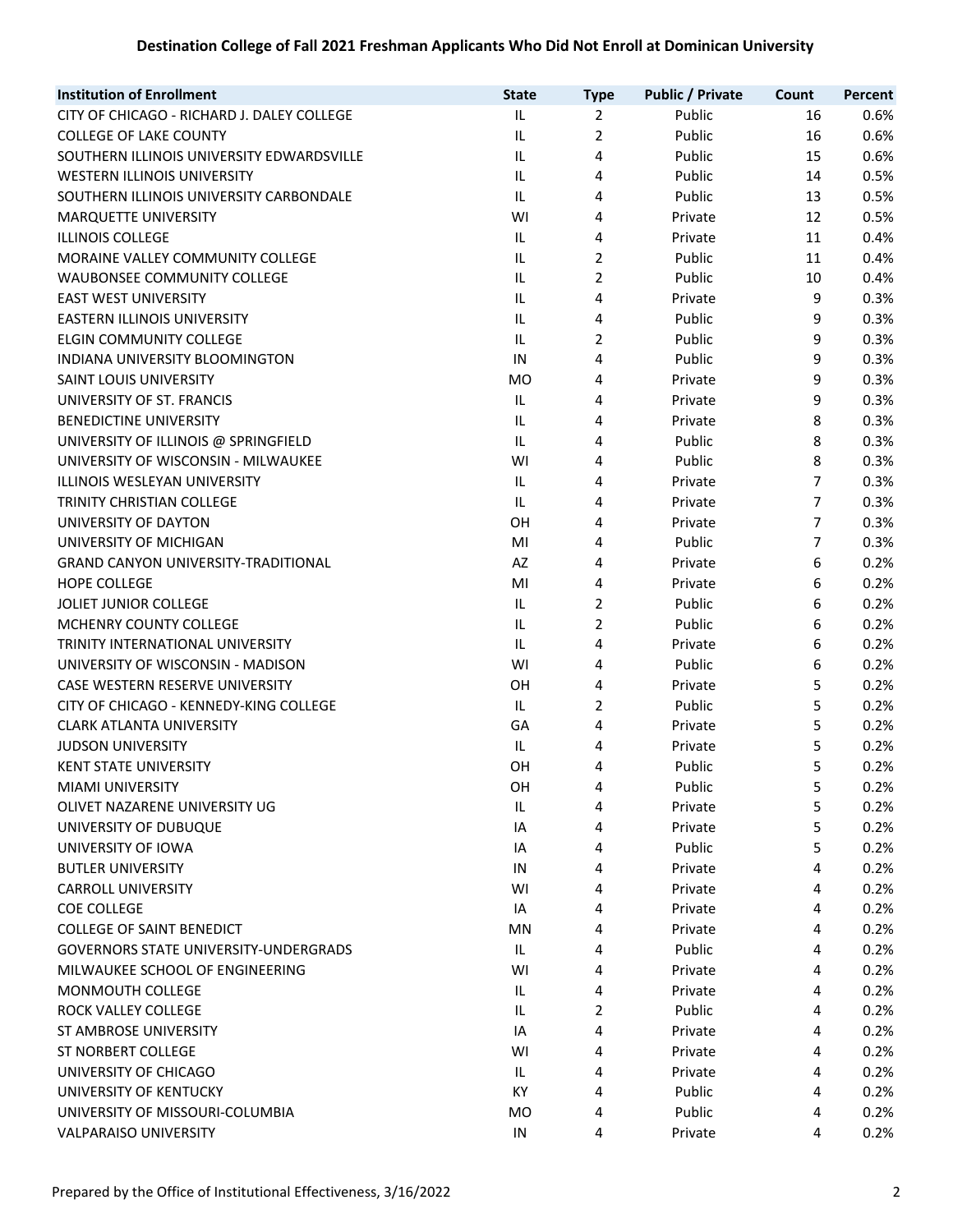# Destination College of Fall 2021 Freshman Applicants Who Did Not Enroll at Dominican University

| Institution of Enrollment | State | Type | Public / Private | Count | Percent |
|---|---|---|---|---|---|
| CITY OF CHICAGO - RICHARD J. DALEY COLLEGE | IL | 2 | Public | 16 | 0.6% |
| COLLEGE OF LAKE COUNTY | IL | 2 | Public | 16 | 0.6% |
| SOUTHERN ILLINOIS UNIVERSITY EDWARDSVILLE | IL | 4 | Public | 15 | 0.6% |
| WESTERN ILLINOIS UNIVERSITY | IL | 4 | Public | 14 | 0.5% |
| SOUTHERN ILLINOIS UNIVERSITY CARBONDALE | IL | 4 | Public | 13 | 0.5% |
| MARQUETTE UNIVERSITY | WI | 4 | Private | 12 | 0.5% |
| ILLINOIS COLLEGE | IL | 4 | Private | 11 | 0.4% |
| MORAINE VALLEY COMMUNITY COLLEGE | IL | 2 | Public | 11 | 0.4% |
| WAUBONSEE COMMUNITY COLLEGE | IL | 2 | Public | 10 | 0.4% |
| EAST WEST UNIVERSITY | IL | 4 | Private | 9 | 0.3% |
| EASTERN ILLINOIS UNIVERSITY | IL | 4 | Public | 9 | 0.3% |
| ELGIN COMMUNITY COLLEGE | IL | 2 | Public | 9 | 0.3% |
| INDIANA UNIVERSITY BLOOMINGTON | IN | 4 | Public | 9 | 0.3% |
| SAINT LOUIS UNIVERSITY | MO | 4 | Private | 9 | 0.3% |
| UNIVERSITY OF ST. FRANCIS | IL | 4 | Private | 9 | 0.3% |
| BENEDICTINE UNIVERSITY | IL | 4 | Private | 8 | 0.3% |
| UNIVERSITY OF ILLINOIS @ SPRINGFIELD | IL | 4 | Public | 8 | 0.3% |
| UNIVERSITY OF WISCONSIN - MILWAUKEE | WI | 4 | Public | 8 | 0.3% |
| ILLINOIS WESLEYAN UNIVERSITY | IL | 4 | Private | 7 | 0.3% |
| TRINITY CHRISTIAN COLLEGE | IL | 4 | Private | 7 | 0.3% |
| UNIVERSITY OF DAYTON | OH | 4 | Private | 7 | 0.3% |
| UNIVERSITY OF MICHIGAN | MI | 4 | Public | 7 | 0.3% |
| GRAND CANYON UNIVERSITY-TRADITIONAL | AZ | 4 | Private | 6 | 0.2% |
| HOPE COLLEGE | MI | 4 | Private | 6 | 0.2% |
| JOLIET JUNIOR COLLEGE | IL | 2 | Public | 6 | 0.2% |
| MCHENRY COUNTY COLLEGE | IL | 2 | Public | 6 | 0.2% |
| TRINITY INTERNATIONAL UNIVERSITY | IL | 4 | Private | 6 | 0.2% |
| UNIVERSITY OF WISCONSIN - MADISON | WI | 4 | Public | 6 | 0.2% |
| CASE WESTERN RESERVE UNIVERSITY | OH | 4 | Private | 5 | 0.2% |
| CITY OF CHICAGO - KENNEDY-KING COLLEGE | IL | 2 | Public | 5 | 0.2% |
| CLARK ATLANTA UNIVERSITY | GA | 4 | Private | 5 | 0.2% |
| JUDSON UNIVERSITY | IL | 4 | Private | 5 | 0.2% |
| KENT STATE UNIVERSITY | OH | 4 | Public | 5 | 0.2% |
| MIAMI UNIVERSITY | OH | 4 | Public | 5 | 0.2% |
| OLIVET NAZARENE UNIVERSITY UG | IL | 4 | Private | 5 | 0.2% |
| UNIVERSITY OF DUBUQUE | IA | 4 | Private | 5 | 0.2% |
| UNIVERSITY OF IOWA | IA | 4 | Public | 5 | 0.2% |
| BUTLER UNIVERSITY | IN | 4 | Private | 4 | 0.2% |
| CARROLL UNIVERSITY | WI | 4 | Private | 4 | 0.2% |
| COE COLLEGE | IA | 4 | Private | 4 | 0.2% |
| COLLEGE OF SAINT BENEDICT | MN | 4 | Private | 4 | 0.2% |
| GOVERNORS STATE UNIVERSITY-UNDERGRADS | IL | 4 | Public | 4 | 0.2% |
| MILWAUKEE SCHOOL OF ENGINEERING | WI | 4 | Private | 4 | 0.2% |
| MONMOUTH COLLEGE | IL | 4 | Private | 4 | 0.2% |
| ROCK VALLEY COLLEGE | IL | 2 | Public | 4 | 0.2% |
| ST AMBROSE UNIVERSITY | IA | 4 | Private | 4 | 0.2% |
| ST NORBERT COLLEGE | WI | 4 | Private | 4 | 0.2% |
| UNIVERSITY OF CHICAGO | IL | 4 | Private | 4 | 0.2% |
| UNIVERSITY OF KENTUCKY | KY | 4 | Public | 4 | 0.2% |
| UNIVERSITY OF MISSOURI-COLUMBIA | MO | 4 | Public | 4 | 0.2% |
| VALPARAISO UNIVERSITY | IN | 4 | Private | 4 | 0.2% |

Prepared by the Office of Institutional Effectiveness, 3/16/2022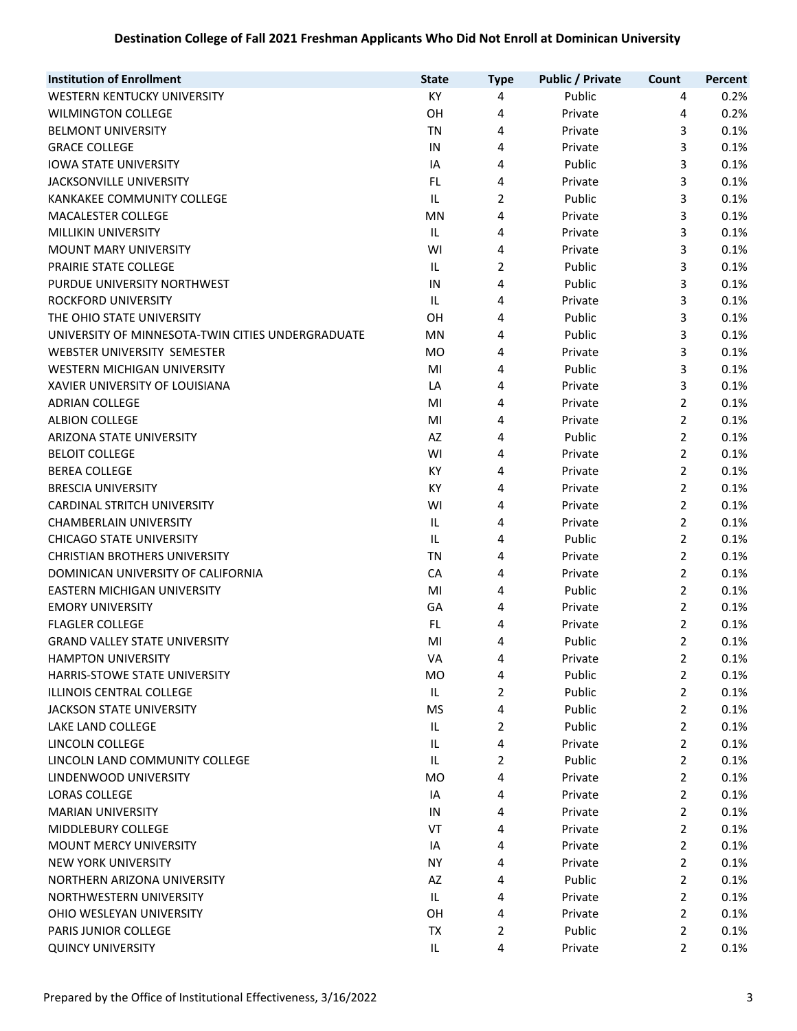**Destination College of Fall 2021 Freshman Applicants Who Did Not Enroll at Dominican University**

| Institution of Enrollment | State | Type | Public / Private | Count | Percent |
|---|---|---|---|---|---|
| WESTERN KENTUCKY UNIVERSITY | KY | 4 | Public | 4 | 0.2% |
| WILMINGTON COLLEGE | OH | 4 | Private | 4 | 0.2% |
| BELMONT UNIVERSITY | TN | 4 | Private | 3 | 0.1% |
| GRACE COLLEGE | IN | 4 | Private | 3 | 0.1% |
| IOWA STATE UNIVERSITY | IA | 4 | Public | 3 | 0.1% |
| JACKSONVILLE UNIVERSITY | FL | 4 | Private | 3 | 0.1% |
| KANKAKEE COMMUNITY COLLEGE | IL | 2 | Public | 3 | 0.1% |
| MACALESTER COLLEGE | MN | 4 | Private | 3 | 0.1% |
| MILLIKIN UNIVERSITY | IL | 4 | Private | 3 | 0.1% |
| MOUNT MARY UNIVERSITY | WI | 4 | Private | 3 | 0.1% |
| PRAIRIE STATE COLLEGE | IL | 2 | Public | 3 | 0.1% |
| PURDUE UNIVERSITY NORTHWEST | IN | 4 | Public | 3 | 0.1% |
| ROCKFORD UNIVERSITY | IL | 4 | Private | 3 | 0.1% |
| THE OHIO STATE UNIVERSITY | OH | 4 | Public | 3 | 0.1% |
| UNIVERSITY OF MINNESOTA-TWIN CITIES UNDERGRADUATE | MN | 4 | Public | 3 | 0.1% |
| WEBSTER UNIVERSITY SEMESTER | MO | 4 | Private | 3 | 0.1% |
| WESTERN MICHIGAN UNIVERSITY | MI | 4 | Public | 3 | 0.1% |
| XAVIER UNIVERSITY OF LOUISIANA | LA | 4 | Private | 3 | 0.1% |
| ADRIAN COLLEGE | MI | 4 | Private | 2 | 0.1% |
| ALBION COLLEGE | MI | 4 | Private | 2 | 0.1% |
| ARIZONA STATE UNIVERSITY | AZ | 4 | Public | 2 | 0.1% |
| BELOIT COLLEGE | WI | 4 | Private | 2 | 0.1% |
| BEREA COLLEGE | KY | 4 | Private | 2 | 0.1% |
| BRESCIA UNIVERSITY | KY | 4 | Private | 2 | 0.1% |
| CARDINAL STRITCH UNIVERSITY | WI | 4 | Private | 2 | 0.1% |
| CHAMBERLAIN UNIVERSITY | IL | 4 | Private | 2 | 0.1% |
| CHICAGO STATE UNIVERSITY | IL | 4 | Public | 2 | 0.1% |
| CHRISTIAN BROTHERS UNIVERSITY | TN | 4 | Private | 2 | 0.1% |
| DOMINICAN UNIVERSITY OF CALIFORNIA | CA | 4 | Private | 2 | 0.1% |
| EASTERN MICHIGAN UNIVERSITY | MI | 4 | Public | 2 | 0.1% |
| EMORY UNIVERSITY | GA | 4 | Private | 2 | 0.1% |
| FLAGLER COLLEGE | FL | 4 | Private | 2 | 0.1% |
| GRAND VALLEY STATE UNIVERSITY | MI | 4 | Public | 2 | 0.1% |
| HAMPTON UNIVERSITY | VA | 4 | Private | 2 | 0.1% |
| HARRIS-STOWE STATE UNIVERSITY | MO | 4 | Public | 2 | 0.1% |
| ILLINOIS CENTRAL COLLEGE | IL | 2 | Public | 2 | 0.1% |
| JACKSON STATE UNIVERSITY | MS | 4 | Public | 2 | 0.1% |
| LAKE LAND COLLEGE | IL | 2 | Public | 2 | 0.1% |
| LINCOLN COLLEGE | IL | 4 | Private | 2 | 0.1% |
| LINCOLN LAND COMMUNITY COLLEGE | IL | 2 | Public | 2 | 0.1% |
| LINDENWOOD UNIVERSITY | MO | 4 | Private | 2 | 0.1% |
| LORAS COLLEGE | IA | 4 | Private | 2 | 0.1% |
| MARIAN UNIVERSITY | IN | 4 | Private | 2 | 0.1% |
| MIDDLEBURY COLLEGE | VT | 4 | Private | 2 | 0.1% |
| MOUNT MERCY UNIVERSITY | IA | 4 | Private | 2 | 0.1% |
| NEW YORK UNIVERSITY | NY | 4 | Private | 2 | 0.1% |
| NORTHERN ARIZONA UNIVERSITY | AZ | 4 | Public | 2 | 0.1% |
| NORTHWESTERN UNIVERSITY | IL | 4 | Private | 2 | 0.1% |
| OHIO WESLEYAN UNIVERSITY | OH | 4 | Private | 2 | 0.1% |
| PARIS JUNIOR COLLEGE | TX | 2 | Public | 2 | 0.1% |
| QUINCY UNIVERSITY | IL | 4 | Private | 2 | 0.1% |

Prepared by the Office of Institutional Effectiveness, 3/16/2022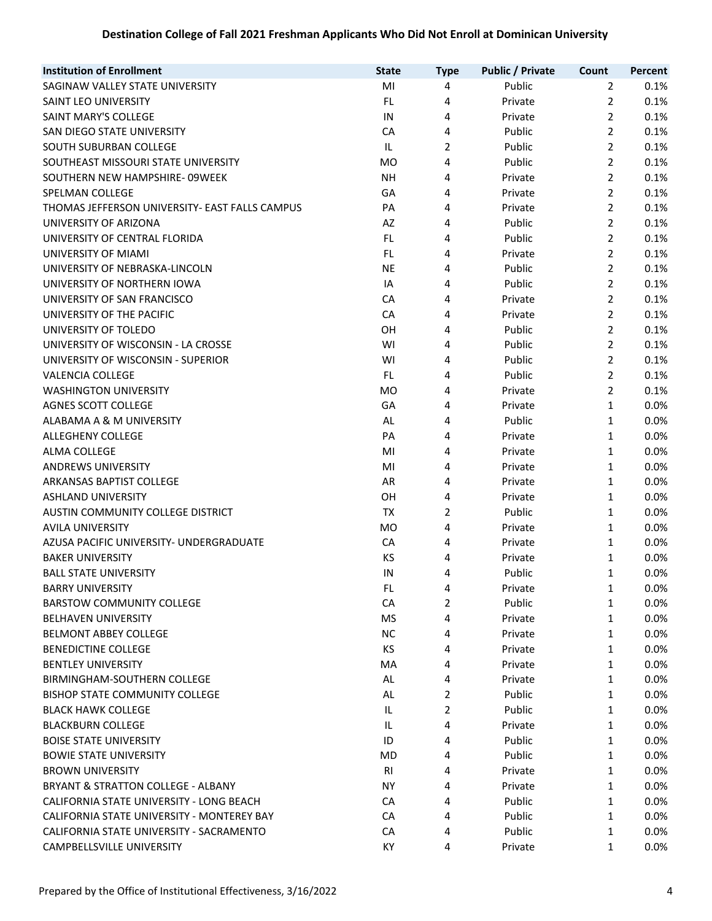## Destination College of Fall 2021 Freshman Applicants Who Did Not Enroll at Dominican University

| Institution of Enrollment | State | Type | Public / Private | Count | Percent |
|---|---|---|---|---|---|
| SAGINAW VALLEY STATE UNIVERSITY | MI | 4 | Public | 2 | 0.1% |
| SAINT LEO UNIVERSITY | FL | 4 | Private | 2 | 0.1% |
| SAINT MARY'S COLLEGE | IN | 4 | Private | 2 | 0.1% |
| SAN DIEGO STATE UNIVERSITY | CA | 4 | Public | 2 | 0.1% |
| SOUTH SUBURBAN COLLEGE | IL | 2 | Public | 2 | 0.1% |
| SOUTHEAST MISSOURI STATE UNIVERSITY | MO | 4 | Public | 2 | 0.1% |
| SOUTHERN NEW HAMPSHIRE- 09WEEK | NH | 4 | Private | 2 | 0.1% |
| SPELMAN COLLEGE | GA | 4 | Private | 2 | 0.1% |
| THOMAS JEFFERSON UNIVERSITY- EAST FALLS CAMPUS | PA | 4 | Private | 2 | 0.1% |
| UNIVERSITY OF ARIZONA | AZ | 4 | Public | 2 | 0.1% |
| UNIVERSITY OF CENTRAL FLORIDA | FL | 4 | Public | 2 | 0.1% |
| UNIVERSITY OF MIAMI | FL | 4 | Private | 2 | 0.1% |
| UNIVERSITY OF NEBRASKA-LINCOLN | NE | 4 | Public | 2 | 0.1% |
| UNIVERSITY OF NORTHERN IOWA | IA | 4 | Public | 2 | 0.1% |
| UNIVERSITY OF SAN FRANCISCO | CA | 4 | Private | 2 | 0.1% |
| UNIVERSITY OF THE PACIFIC | CA | 4 | Private | 2 | 0.1% |
| UNIVERSITY OF TOLEDO | OH | 4 | Public | 2 | 0.1% |
| UNIVERSITY OF WISCONSIN - LA CROSSE | WI | 4 | Public | 2 | 0.1% |
| UNIVERSITY OF WISCONSIN - SUPERIOR | WI | 4 | Public | 2 | 0.1% |
| VALENCIA COLLEGE | FL | 4 | Public | 2 | 0.1% |
| WASHINGTON UNIVERSITY | MO | 4 | Private | 2 | 0.1% |
| AGNES SCOTT COLLEGE | GA | 4 | Private | 1 | 0.0% |
| ALABAMA A & M UNIVERSITY | AL | 4 | Public | 1 | 0.0% |
| ALLEGHENY COLLEGE | PA | 4 | Private | 1 | 0.0% |
| ALMA COLLEGE | MI | 4 | Private | 1 | 0.0% |
| ANDREWS UNIVERSITY | MI | 4 | Private | 1 | 0.0% |
| ARKANSAS BAPTIST COLLEGE | AR | 4 | Private | 1 | 0.0% |
| ASHLAND UNIVERSITY | OH | 4 | Private | 1 | 0.0% |
| AUSTIN COMMUNITY COLLEGE DISTRICT | TX | 2 | Public | 1 | 0.0% |
| AVILA UNIVERSITY | MO | 4 | Private | 1 | 0.0% |
| AZUSA PACIFIC UNIVERSITY- UNDERGRADUATE | CA | 4 | Private | 1 | 0.0% |
| BAKER UNIVERSITY | KS | 4 | Private | 1 | 0.0% |
| BALL STATE UNIVERSITY | IN | 4 | Public | 1 | 0.0% |
| BARRY UNIVERSITY | FL | 4 | Private | 1 | 0.0% |
| BARSTOW COMMUNITY COLLEGE | CA | 2 | Public | 1 | 0.0% |
| BELHAVEN UNIVERSITY | MS | 4 | Private | 1 | 0.0% |
| BELMONT ABBEY COLLEGE | NC | 4 | Private | 1 | 0.0% |
| BENEDICTINE COLLEGE | KS | 4 | Private | 1 | 0.0% |
| BENTLEY UNIVERSITY | MA | 4 | Private | 1 | 0.0% |
| BIRMINGHAM-SOUTHERN COLLEGE | AL | 4 | Private | 1 | 0.0% |
| BISHOP STATE COMMUNITY COLLEGE | AL | 2 | Public | 1 | 0.0% |
| BLACK HAWK COLLEGE | IL | 2 | Public | 1 | 0.0% |
| BLACKBURN COLLEGE | IL | 4 | Private | 1 | 0.0% |
| BOISE STATE UNIVERSITY | ID | 4 | Public | 1 | 0.0% |
| BOWIE STATE UNIVERSITY | MD | 4 | Public | 1 | 0.0% |
| BROWN UNIVERSITY | RI | 4 | Private | 1 | 0.0% |
| BRYANT & STRATTON COLLEGE - ALBANY | NY | 4 | Private | 1 | 0.0% |
| CALIFORNIA STATE UNIVERSITY - LONG BEACH | CA | 4 | Public | 1 | 0.0% |
| CALIFORNIA STATE UNIVERSITY - MONTEREY BAY | CA | 4 | Public | 1 | 0.0% |
| CALIFORNIA STATE UNIVERSITY - SACRAMENTO | CA | 4 | Public | 1 | 0.0% |
| CAMPBELLSVILLE UNIVERSITY | KY | 4 | Private | 1 | 0.0% |

Prepared by the Office of Institutional Effectiveness, 3/16/2022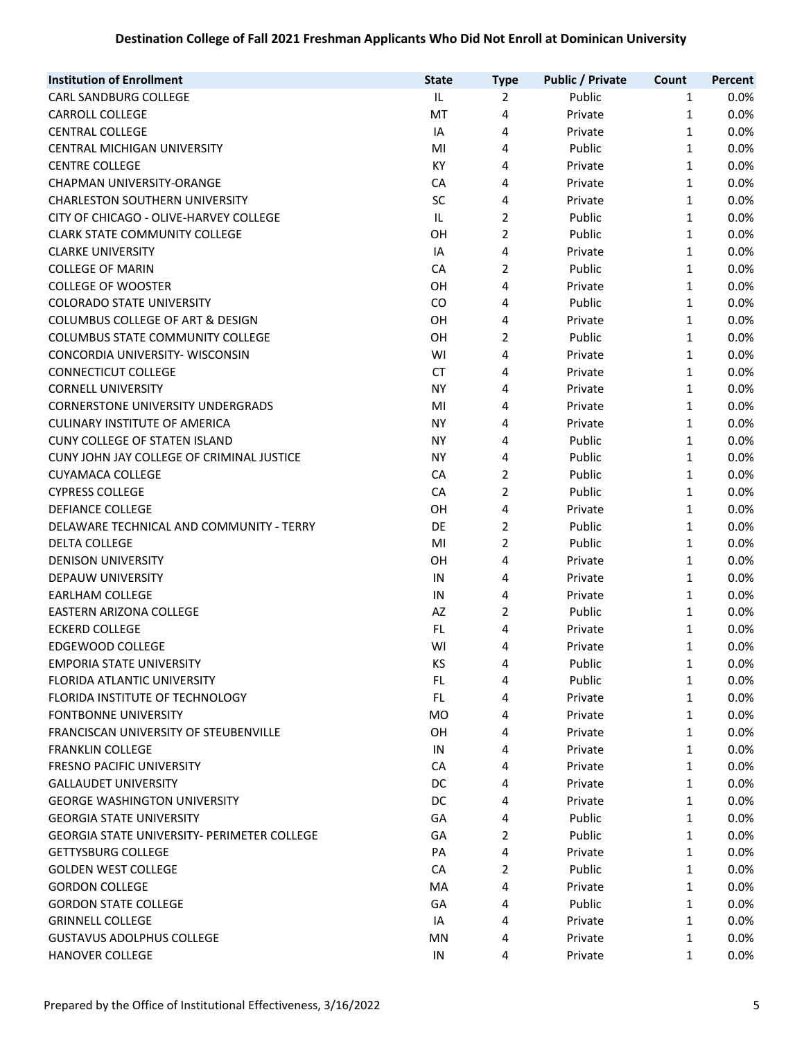## Destination College of Fall 2021 Freshman Applicants Who Did Not Enroll at Dominican University

| Institution of Enrollment | State | Type | Public / Private | Count | Percent |
|---|---|---|---|---|---|
| CARL SANDBURG COLLEGE | IL | 2 | Public | 1 | 0.0% |
| CARROLL COLLEGE | MT | 4 | Private | 1 | 0.0% |
| CENTRAL COLLEGE | IA | 4 | Private | 1 | 0.0% |
| CENTRAL MICHIGAN UNIVERSITY | MI | 4 | Public | 1 | 0.0% |
| CENTRE COLLEGE | KY | 4 | Private | 1 | 0.0% |
| CHAPMAN UNIVERSITY-ORANGE | CA | 4 | Private | 1 | 0.0% |
| CHARLESTON SOUTHERN UNIVERSITY | SC | 4 | Private | 1 | 0.0% |
| CITY OF CHICAGO - OLIVE-HARVEY COLLEGE | IL | 2 | Public | 1 | 0.0% |
| CLARK STATE COMMUNITY COLLEGE | OH | 2 | Public | 1 | 0.0% |
| CLARKE UNIVERSITY | IA | 4 | Private | 1 | 0.0% |
| COLLEGE OF MARIN | CA | 2 | Public | 1 | 0.0% |
| COLLEGE OF WOOSTER | OH | 4 | Private | 1 | 0.0% |
| COLORADO STATE UNIVERSITY | CO | 4 | Public | 1 | 0.0% |
| COLUMBUS COLLEGE OF ART & DESIGN | OH | 4 | Private | 1 | 0.0% |
| COLUMBUS STATE COMMUNITY COLLEGE | OH | 2 | Public | 1 | 0.0% |
| CONCORDIA UNIVERSITY- WISCONSIN | WI | 4 | Private | 1 | 0.0% |
| CONNECTICUT COLLEGE | CT | 4 | Private | 1 | 0.0% |
| CORNELL UNIVERSITY | NY | 4 | Private | 1 | 0.0% |
| CORNERSTONE UNIVERSITY UNDERGRADS | MI | 4 | Private | 1 | 0.0% |
| CULINARY INSTITUTE OF AMERICA | NY | 4 | Private | 1 | 0.0% |
| CUNY COLLEGE OF STATEN ISLAND | NY | 4 | Public | 1 | 0.0% |
| CUNY JOHN JAY COLLEGE OF CRIMINAL JUSTICE | NY | 4 | Public | 1 | 0.0% |
| CUYAMACA COLLEGE | CA | 2 | Public | 1 | 0.0% |
| CYPRESS COLLEGE | CA | 2 | Public | 1 | 0.0% |
| DEFIANCE COLLEGE | OH | 4 | Private | 1 | 0.0% |
| DELAWARE TECHNICAL AND COMMUNITY - TERRY | DE | 2 | Public | 1 | 0.0% |
| DELTA COLLEGE | MI | 2 | Public | 1 | 0.0% |
| DENISON UNIVERSITY | OH | 4 | Private | 1 | 0.0% |
| DEPAUW UNIVERSITY | IN | 4 | Private | 1 | 0.0% |
| EARLHAM COLLEGE | IN | 4 | Private | 1 | 0.0% |
| EASTERN ARIZONA COLLEGE | AZ | 2 | Public | 1 | 0.0% |
| ECKERD COLLEGE | FL | 4 | Private | 1 | 0.0% |
| EDGEWOOD COLLEGE | WI | 4 | Private | 1 | 0.0% |
| EMPORIA STATE UNIVERSITY | KS | 4 | Public | 1 | 0.0% |
| FLORIDA ATLANTIC UNIVERSITY | FL | 4 | Public | 1 | 0.0% |
| FLORIDA INSTITUTE OF TECHNOLOGY | FL | 4 | Private | 1 | 0.0% |
| FONTBONNE UNIVERSITY | MO | 4 | Private | 1 | 0.0% |
| FRANCISCAN UNIVERSITY OF STEUBENVILLE | OH | 4 | Private | 1 | 0.0% |
| FRANKLIN COLLEGE | IN | 4 | Private | 1 | 0.0% |
| FRESNO PACIFIC UNIVERSITY | CA | 4 | Private | 1 | 0.0% |
| GALLAUDET UNIVERSITY | DC | 4 | Private | 1 | 0.0% |
| GEORGE WASHINGTON UNIVERSITY | DC | 4 | Private | 1 | 0.0% |
| GEORGIA STATE UNIVERSITY | GA | 4 | Public | 1 | 0.0% |
| GEORGIA STATE UNIVERSITY- PERIMETER COLLEGE | GA | 2 | Public | 1 | 0.0% |
| GETTYSBURG COLLEGE | PA | 4 | Private | 1 | 0.0% |
| GOLDEN WEST COLLEGE | CA | 2 | Public | 1 | 0.0% |
| GORDON COLLEGE | MA | 4 | Private | 1 | 0.0% |
| GORDON STATE COLLEGE | GA | 4 | Public | 1 | 0.0% |
| GRINNELL COLLEGE | IA | 4 | Private | 1 | 0.0% |
| GUSTAVUS ADOLPHUS COLLEGE | MN | 4 | Private | 1 | 0.0% |
| HANOVER COLLEGE | IN | 4 | Private | 1 | 0.0% |

Prepared by the Office of Institutional Effectiveness, 3/16/2022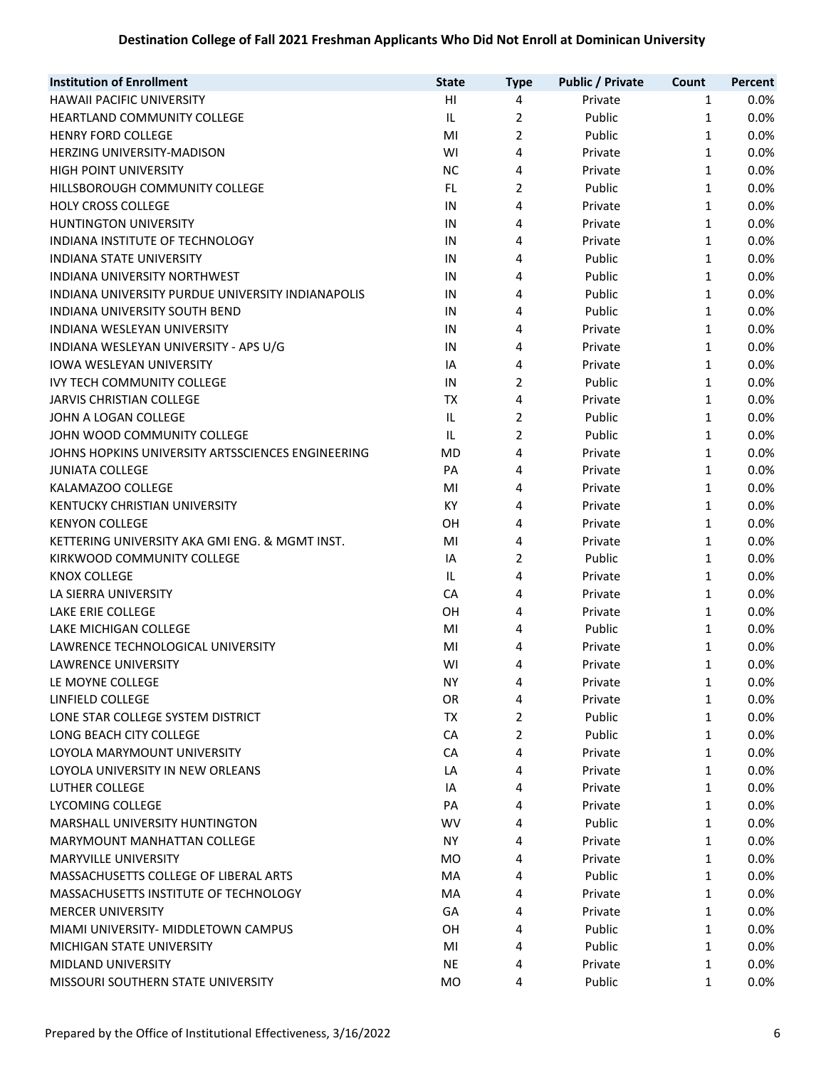**Destination College of Fall 2021 Freshman Applicants Who Did Not Enroll at Dominican University**

| Institution of Enrollment | State | Type | Public / Private | Count | Percent |
|---|---|---|---|---|---|
| HAWAII PACIFIC UNIVERSITY | HI | 4 | Private | 1 | 0.0% |
| HEARTLAND COMMUNITY COLLEGE | IL | 2 | Public | 1 | 0.0% |
| HENRY FORD COLLEGE | MI | 2 | Public | 1 | 0.0% |
| HERZING UNIVERSITY-MADISON | WI | 4 | Private | 1 | 0.0% |
| HIGH POINT UNIVERSITY | NC | 4 | Private | 1 | 0.0% |
| HILLSBOROUGH COMMUNITY COLLEGE | FL | 2 | Public | 1 | 0.0% |
| HOLY CROSS COLLEGE | IN | 4 | Private | 1 | 0.0% |
| HUNTINGTON UNIVERSITY | IN | 4 | Private | 1 | 0.0% |
| INDIANA INSTITUTE OF TECHNOLOGY | IN | 4 | Private | 1 | 0.0% |
| INDIANA STATE UNIVERSITY | IN | 4 | Public | 1 | 0.0% |
| INDIANA UNIVERSITY NORTHWEST | IN | 4 | Public | 1 | 0.0% |
| INDIANA UNIVERSITY PURDUE UNIVERSITY INDIANAPOLIS | IN | 4 | Public | 1 | 0.0% |
| INDIANA UNIVERSITY SOUTH BEND | IN | 4 | Public | 1 | 0.0% |
| INDIANA WESLEYAN UNIVERSITY | IN | 4 | Private | 1 | 0.0% |
| INDIANA WESLEYAN UNIVERSITY - APS U/G | IN | 4 | Private | 1 | 0.0% |
| IOWA WESLEYAN UNIVERSITY | IA | 4 | Private | 1 | 0.0% |
| IVY TECH COMMUNITY COLLEGE | IN | 2 | Public | 1 | 0.0% |
| JARVIS CHRISTIAN COLLEGE | TX | 4 | Private | 1 | 0.0% |
| JOHN A LOGAN COLLEGE | IL | 2 | Public | 1 | 0.0% |
| JOHN WOOD COMMUNITY COLLEGE | IL | 2 | Public | 1 | 0.0% |
| JOHNS HOPKINS UNIVERSITY ARTSSCIENCES ENGINEERING | MD | 4 | Private | 1 | 0.0% |
| JUNIATA COLLEGE | PA | 4 | Private | 1 | 0.0% |
| KALAMAZOO COLLEGE | MI | 4 | Private | 1 | 0.0% |
| KENTUCKY CHRISTIAN UNIVERSITY | KY | 4 | Private | 1 | 0.0% |
| KENYON COLLEGE | OH | 4 | Private | 1 | 0.0% |
| KETTERING UNIVERSITY AKA GMI ENG. & MGMT INST. | MI | 4 | Private | 1 | 0.0% |
| KIRKWOOD COMMUNITY COLLEGE | IA | 2 | Public | 1 | 0.0% |
| KNOX COLLEGE | IL | 4 | Private | 1 | 0.0% |
| LA SIERRA UNIVERSITY | CA | 4 | Private | 1 | 0.0% |
| LAKE ERIE COLLEGE | OH | 4 | Private | 1 | 0.0% |
| LAKE MICHIGAN COLLEGE | MI | 4 | Public | 1 | 0.0% |
| LAWRENCE TECHNOLOGICAL UNIVERSITY | MI | 4 | Private | 1 | 0.0% |
| LAWRENCE UNIVERSITY | WI | 4 | Private | 1 | 0.0% |
| LE MOYNE COLLEGE | NY | 4 | Private | 1 | 0.0% |
| LINFIELD COLLEGE | OR | 4 | Private | 1 | 0.0% |
| LONE STAR COLLEGE SYSTEM DISTRICT | TX | 2 | Public | 1 | 0.0% |
| LONG BEACH CITY COLLEGE | CA | 2 | Public | 1 | 0.0% |
| LOYOLA MARYMOUNT UNIVERSITY | CA | 4 | Private | 1 | 0.0% |
| LOYOLA UNIVERSITY IN NEW ORLEANS | LA | 4 | Private | 1 | 0.0% |
| LUTHER COLLEGE | IA | 4 | Private | 1 | 0.0% |
| LYCOMING COLLEGE | PA | 4 | Private | 1 | 0.0% |
| MARSHALL UNIVERSITY HUNTINGTON | WV | 4 | Public | 1 | 0.0% |
| MARYMOUNT MANHATTAN COLLEGE | NY | 4 | Private | 1 | 0.0% |
| MARYVILLE UNIVERSITY | MO | 4 | Private | 1 | 0.0% |
| MASSACHUSETTS COLLEGE OF LIBERAL ARTS | MA | 4 | Public | 1 | 0.0% |
| MASSACHUSETTS INSTITUTE OF TECHNOLOGY | MA | 4 | Private | 1 | 0.0% |
| MERCER UNIVERSITY | GA | 4 | Private | 1 | 0.0% |
| MIAMI UNIVERSITY- MIDDLETOWN CAMPUS | OH | 4 | Public | 1 | 0.0% |
| MICHIGAN STATE UNIVERSITY | MI | 4 | Public | 1 | 0.0% |
| MIDLAND UNIVERSITY | NE | 4 | Private | 1 | 0.0% |
| MISSOURI SOUTHERN STATE UNIVERSITY | MO | 4 | Public | 1 | 0.0% |

Prepared by the Office of Institutional Effectiveness, 3/16/2022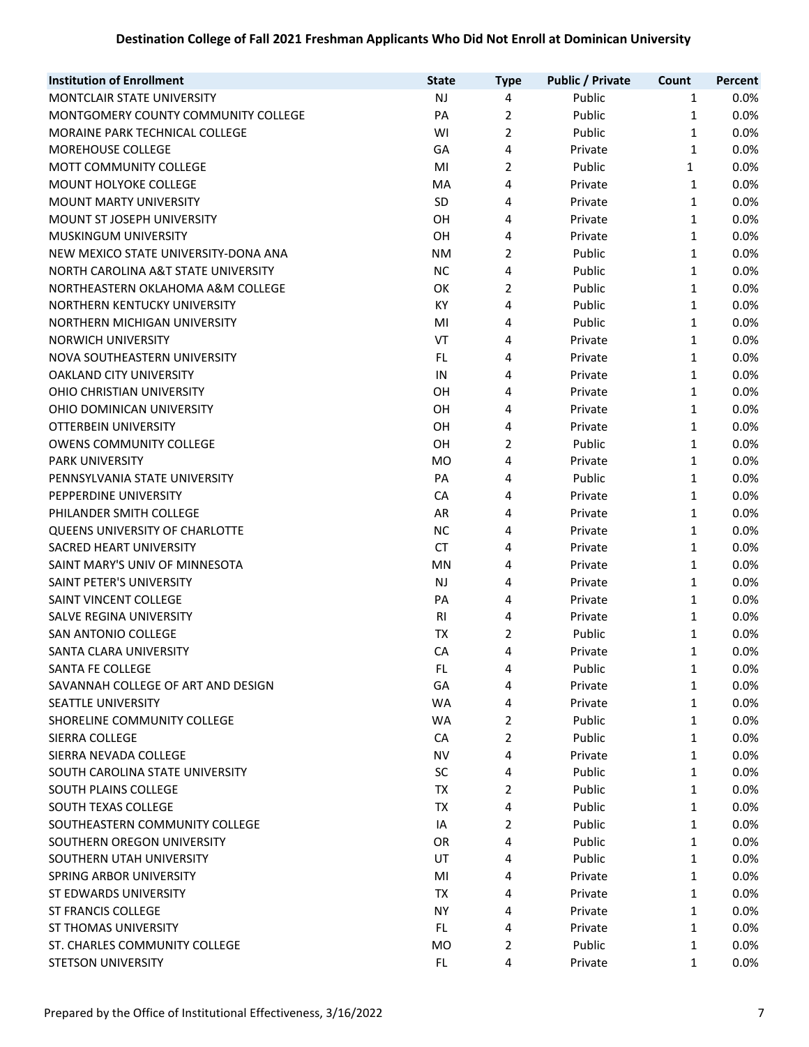**Destination College of Fall 2021 Freshman Applicants Who Did Not Enroll at Dominican University**

| Institution of Enrollment | State | Type | Public / Private | Count | Percent |
|---|---|---|---|---|---|
| MONTCLAIR STATE UNIVERSITY | NJ | 4 | Public | 1 | 0.0% |
| MONTGOMERY COUNTY COMMUNITY COLLEGE | PA | 2 | Public | 1 | 0.0% |
| MORAINE PARK TECHNICAL COLLEGE | WI | 2 | Public | 1 | 0.0% |
| MOREHOUSE COLLEGE | GA | 4 | Private | 1 | 0.0% |
| MOTT COMMUNITY COLLEGE | MI | 2 | Public | 1 | 0.0% |
| MOUNT HOLYOKE COLLEGE | MA | 4 | Private | 1 | 0.0% |
| MOUNT MARTY UNIVERSITY | SD | 4 | Private | 1 | 0.0% |
| MOUNT ST JOSEPH UNIVERSITY | OH | 4 | Private | 1 | 0.0% |
| MUSKINGUM UNIVERSITY | OH | 4 | Private | 1 | 0.0% |
| NEW MEXICO STATE UNIVERSITY-DONA ANA | NM | 2 | Public | 1 | 0.0% |
| NORTH CAROLINA A&T STATE UNIVERSITY | NC | 4 | Public | 1 | 0.0% |
| NORTHEASTERN OKLAHOMA A&M COLLEGE | OK | 2 | Public | 1 | 0.0% |
| NORTHERN KENTUCKY UNIVERSITY | KY | 4 | Public | 1 | 0.0% |
| NORTHERN MICHIGAN UNIVERSITY | MI | 4 | Public | 1 | 0.0% |
| NORWICH UNIVERSITY | VT | 4 | Private | 1 | 0.0% |
| NOVA SOUTHEASTERN UNIVERSITY | FL | 4 | Private | 1 | 0.0% |
| OAKLAND CITY UNIVERSITY | IN | 4 | Private | 1 | 0.0% |
| OHIO CHRISTIAN UNIVERSITY | OH | 4 | Private | 1 | 0.0% |
| OHIO DOMINICAN UNIVERSITY | OH | 4 | Private | 1 | 0.0% |
| OTTERBEIN UNIVERSITY | OH | 4 | Private | 1 | 0.0% |
| OWENS COMMUNITY COLLEGE | OH | 2 | Public | 1 | 0.0% |
| PARK UNIVERSITY | MO | 4 | Private | 1 | 0.0% |
| PENNSYLVANIA STATE UNIVERSITY | PA | 4 | Public | 1 | 0.0% |
| PEPPERDINE UNIVERSITY | CA | 4 | Private | 1 | 0.0% |
| PHILANDER SMITH COLLEGE | AR | 4 | Private | 1 | 0.0% |
| QUEENS UNIVERSITY OF CHARLOTTE | NC | 4 | Private | 1 | 0.0% |
| SACRED HEART UNIVERSITY | CT | 4 | Private | 1 | 0.0% |
| SAINT MARY'S UNIV OF MINNESOTA | MN | 4 | Private | 1 | 0.0% |
| SAINT PETER'S UNIVERSITY | NJ | 4 | Private | 1 | 0.0% |
| SAINT VINCENT COLLEGE | PA | 4 | Private | 1 | 0.0% |
| SALVE REGINA UNIVERSITY | RI | 4 | Private | 1 | 0.0% |
| SAN ANTONIO COLLEGE | TX | 2 | Public | 1 | 0.0% |
| SANTA CLARA UNIVERSITY | CA | 4 | Private | 1 | 0.0% |
| SANTA FE COLLEGE | FL | 4 | Public | 1 | 0.0% |
| SAVANNAH COLLEGE OF ART AND DESIGN | GA | 4 | Private | 1 | 0.0% |
| SEATTLE UNIVERSITY | WA | 4 | Private | 1 | 0.0% |
| SHORELINE COMMUNITY COLLEGE | WA | 2 | Public | 1 | 0.0% |
| SIERRA COLLEGE | CA | 2 | Public | 1 | 0.0% |
| SIERRA NEVADA COLLEGE | NV | 4 | Private | 1 | 0.0% |
| SOUTH CAROLINA STATE UNIVERSITY | SC | 4 | Public | 1 | 0.0% |
| SOUTH PLAINS COLLEGE | TX | 2 | Public | 1 | 0.0% |
| SOUTH TEXAS COLLEGE | TX | 4 | Public | 1 | 0.0% |
| SOUTHEASTERN COMMUNITY COLLEGE | IA | 2 | Public | 1 | 0.0% |
| SOUTHERN OREGON UNIVERSITY | OR | 4 | Public | 1 | 0.0% |
| SOUTHERN UTAH UNIVERSITY | UT | 4 | Public | 1 | 0.0% |
| SPRING ARBOR UNIVERSITY | MI | 4 | Private | 1 | 0.0% |
| ST EDWARDS UNIVERSITY | TX | 4 | Private | 1 | 0.0% |
| ST FRANCIS COLLEGE | NY | 4 | Private | 1 | 0.0% |
| ST THOMAS UNIVERSITY | FL | 4 | Private | 1 | 0.0% |
| ST. CHARLES COMMUNITY COLLEGE | MO | 2 | Public | 1 | 0.0% |
| STETSON UNIVERSITY | FL | 4 | Private | 1 | 0.0% |

Prepared by the Office of Institutional Effectiveness, 3/16/2022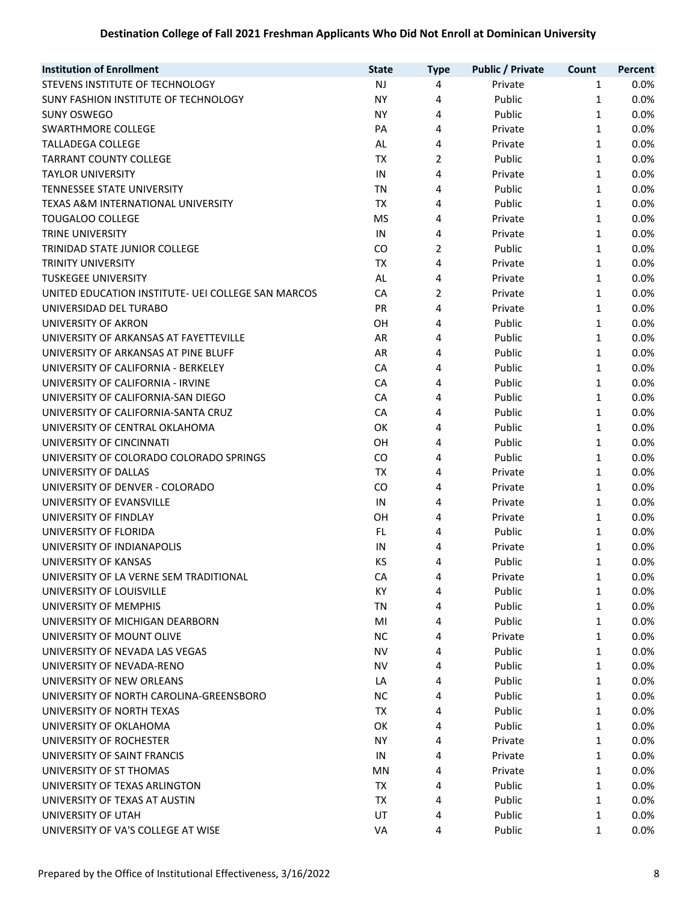# Destination College of Fall 2021 Freshman Applicants Who Did Not Enroll at Dominican University

| Institution of Enrollment | State | Type | Public / Private | Count | Percent |
|---|---|---|---|---|---|
| STEVENS INSTITUTE OF TECHNOLOGY | NJ | 4 | Private | 1 | 0.0% |
| SUNY FASHION INSTITUTE OF TECHNOLOGY | NY | 4 | Public | 1 | 0.0% |
| SUNY OSWEGO | NY | 4 | Public | 1 | 0.0% |
| SWARTHMORE COLLEGE | PA | 4 | Private | 1 | 0.0% |
| TALLADEGA COLLEGE | AL | 4 | Private | 1 | 0.0% |
| TARRANT COUNTY COLLEGE | TX | 2 | Public | 1 | 0.0% |
| TAYLOR UNIVERSITY | IN | 4 | Private | 1 | 0.0% |
| TENNESSEE STATE UNIVERSITY | TN | 4 | Public | 1 | 0.0% |
| TEXAS A&M INTERNATIONAL UNIVERSITY | TX | 4 | Public | 1 | 0.0% |
| TOUGALOO COLLEGE | MS | 4 | Private | 1 | 0.0% |
| TRINE UNIVERSITY | IN | 4 | Private | 1 | 0.0% |
| TRINIDAD STATE JUNIOR COLLEGE | CO | 2 | Public | 1 | 0.0% |
| TRINITY UNIVERSITY | TX | 4 | Private | 1 | 0.0% |
| TUSKEGEE UNIVERSITY | AL | 4 | Private | 1 | 0.0% |
| UNITED EDUCATION INSTITUTE- UEI COLLEGE SAN MARCOS | CA | 2 | Private | 1 | 0.0% |
| UNIVERSIDAD DEL TURABO | PR | 4 | Private | 1 | 0.0% |
| UNIVERSITY OF AKRON | OH | 4 | Public | 1 | 0.0% |
| UNIVERSITY OF ARKANSAS AT FAYETTEVILLE | AR | 4 | Public | 1 | 0.0% |
| UNIVERSITY OF ARKANSAS AT PINE BLUFF | AR | 4 | Public | 1 | 0.0% |
| UNIVERSITY OF CALIFORNIA - BERKELEY | CA | 4 | Public | 1 | 0.0% |
| UNIVERSITY OF CALIFORNIA - IRVINE | CA | 4 | Public | 1 | 0.0% |
| UNIVERSITY OF CALIFORNIA-SAN DIEGO | CA | 4 | Public | 1 | 0.0% |
| UNIVERSITY OF CALIFORNIA-SANTA CRUZ | CA | 4 | Public | 1 | 0.0% |
| UNIVERSITY OF CENTRAL OKLAHOMA | OK | 4 | Public | 1 | 0.0% |
| UNIVERSITY OF CINCINNATI | OH | 4 | Public | 1 | 0.0% |
| UNIVERSITY OF COLORADO COLORADO SPRINGS | CO | 4 | Public | 1 | 0.0% |
| UNIVERSITY OF DALLAS | TX | 4 | Private | 1 | 0.0% |
| UNIVERSITY OF DENVER - COLORADO | CO | 4 | Private | 1 | 0.0% |
| UNIVERSITY OF EVANSVILLE | IN | 4 | Private | 1 | 0.0% |
| UNIVERSITY OF FINDLAY | OH | 4 | Private | 1 | 0.0% |
| UNIVERSITY OF FLORIDA | FL | 4 | Public | 1 | 0.0% |
| UNIVERSITY OF INDIANAPOLIS | IN | 4 | Private | 1 | 0.0% |
| UNIVERSITY OF KANSAS | KS | 4 | Public | 1 | 0.0% |
| UNIVERSITY OF LA VERNE SEM TRADITIONAL | CA | 4 | Private | 1 | 0.0% |
| UNIVERSITY OF LOUISVILLE | KY | 4 | Public | 1 | 0.0% |
| UNIVERSITY OF MEMPHIS | TN | 4 | Public | 1 | 0.0% |
| UNIVERSITY OF MICHIGAN DEARBORN | MI | 4 | Public | 1 | 0.0% |
| UNIVERSITY OF MOUNT OLIVE | NC | 4 | Private | 1 | 0.0% |
| UNIVERSITY OF NEVADA LAS VEGAS | NV | 4 | Public | 1 | 0.0% |
| UNIVERSITY OF NEVADA-RENO | NV | 4 | Public | 1 | 0.0% |
| UNIVERSITY OF NEW ORLEANS | LA | 4 | Public | 1 | 0.0% |
| UNIVERSITY OF NORTH CAROLINA-GREENSBORO | NC | 4 | Public | 1 | 0.0% |
| UNIVERSITY OF NORTH TEXAS | TX | 4 | Public | 1 | 0.0% |
| UNIVERSITY OF OKLAHOMA | OK | 4 | Public | 1 | 0.0% |
| UNIVERSITY OF ROCHESTER | NY | 4 | Private | 1 | 0.0% |
| UNIVERSITY OF SAINT FRANCIS | IN | 4 | Private | 1 | 0.0% |
| UNIVERSITY OF ST THOMAS | MN | 4 | Private | 1 | 0.0% |
| UNIVERSITY OF TEXAS ARLINGTON | TX | 4 | Public | 1 | 0.0% |
| UNIVERSITY OF TEXAS AT AUSTIN | TX | 4 | Public | 1 | 0.0% |
| UNIVERSITY OF UTAH | UT | 4 | Public | 1 | 0.0% |
| UNIVERSITY OF VA'S COLLEGE AT WISE | VA | 4 | Public | 1 | 0.0% |

Prepared by the Office of Institutional Effectiveness, 3/16/2022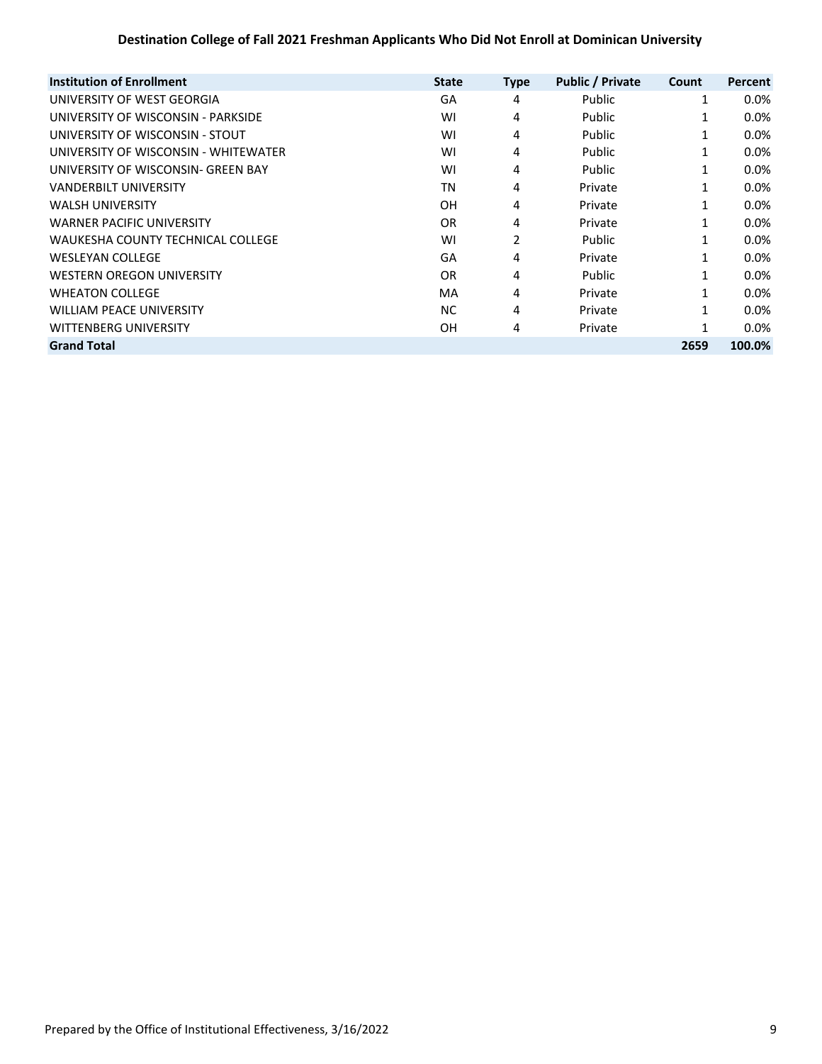## Destination College of Fall 2021 Freshman Applicants Who Did Not Enroll at Dominican University

| Institution of Enrollment | State | Type | Public / Private | Count | Percent |
|---|---|---|---|---|---|
| UNIVERSITY OF WEST GEORGIA | GA | 4 | Public | 1 | 0.0% |
| UNIVERSITY OF WISCONSIN - PARKSIDE | WI | 4 | Public | 1 | 0.0% |
| UNIVERSITY OF WISCONSIN - STOUT | WI | 4 | Public | 1 | 0.0% |
| UNIVERSITY OF WISCONSIN - WHITEWATER | WI | 4 | Public | 1 | 0.0% |
| UNIVERSITY OF WISCONSIN- GREEN BAY | WI | 4 | Public | 1 | 0.0% |
| VANDERBILT UNIVERSITY | TN | 4 | Private | 1 | 0.0% |
| WALSH UNIVERSITY | OH | 4 | Private | 1 | 0.0% |
| WARNER PACIFIC UNIVERSITY | OR | 4 | Private | 1 | 0.0% |
| WAUKESHA COUNTY TECHNICAL COLLEGE | WI | 2 | Public | 1 | 0.0% |
| WESLEYAN COLLEGE | GA | 4 | Private | 1 | 0.0% |
| WESTERN OREGON UNIVERSITY | OR | 4 | Public | 1 | 0.0% |
| WHEATON COLLEGE | MA | 4 | Private | 1 | 0.0% |
| WILLIAM PEACE UNIVERSITY | NC | 4 | Private | 1 | 0.0% |
| WITTENBERG UNIVERSITY | OH | 4 | Private | 1 | 0.0% |
| **Grand Total** | | | | **2659** | **100.0%** |

Prepared by the Office of Institutional Effectiveness, 3/16/2022